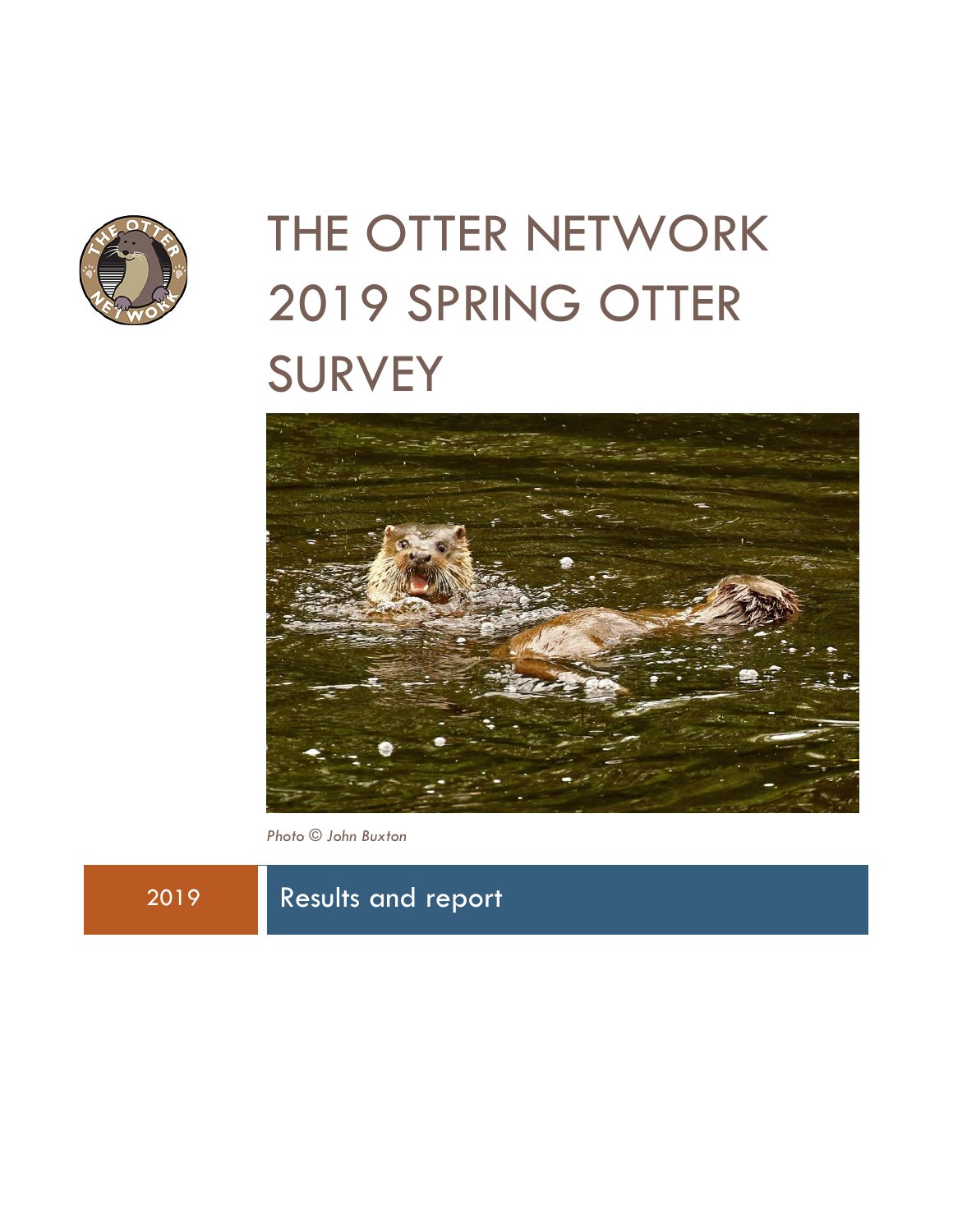# THE OTTER NETWORK 2019 SPRING OTTER SURVEY

*Photo © John Buxton*

2019 Results and report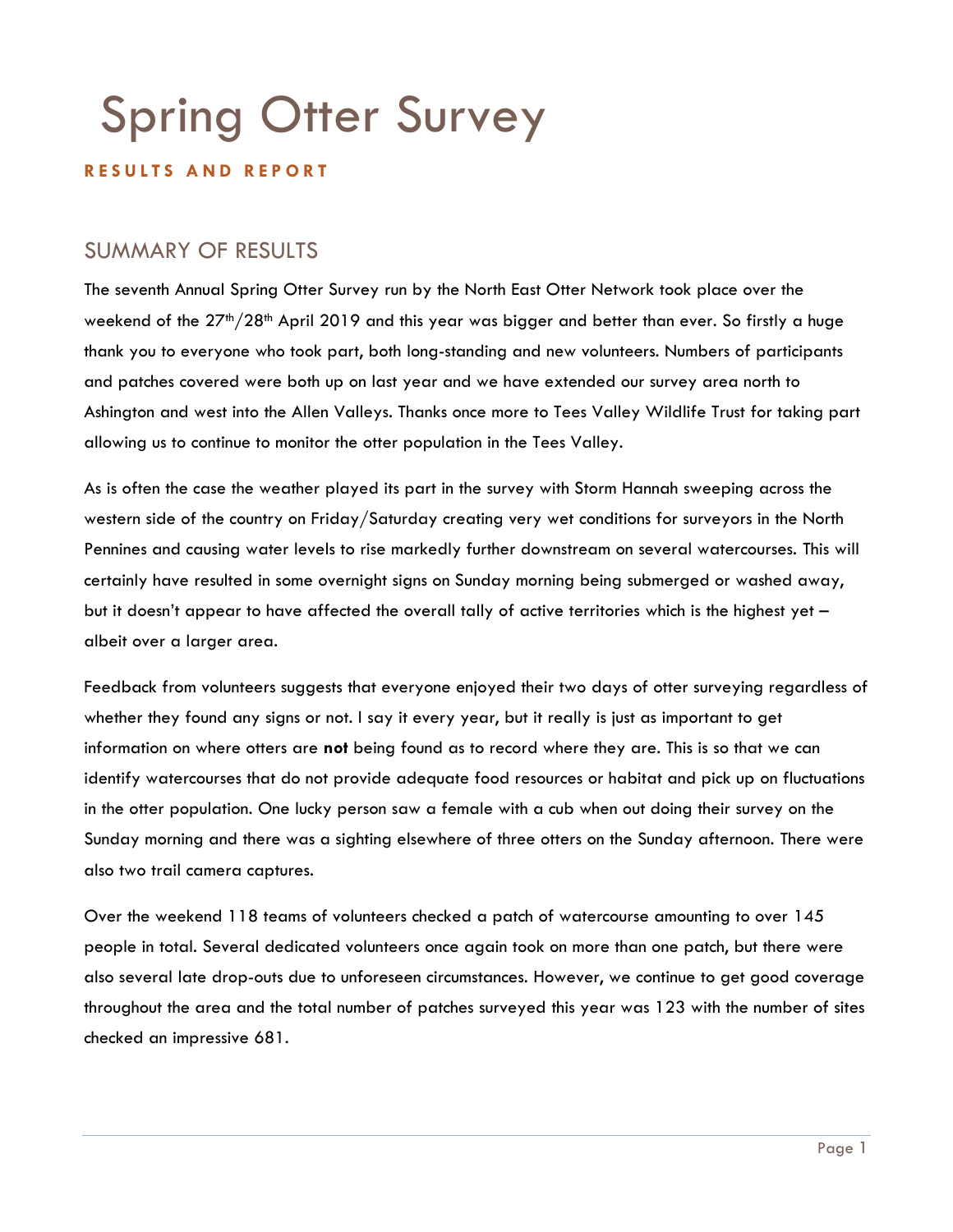# Spring Otter Survey

**RESULTS AND REPORT**

## SUMMARY OF RESULTS

The seventh Annual Spring Otter Survey run by the North East Otter Network took place over the weekend of the 27th/28th April 2019 and this year was bigger and better than ever. So firstly a huge thank you to everyone who took part, both long-standing and new volunteers. Numbers of participants and patches covered were both up on last year and we have extended our survey area north to Ashington and west into the Allen Valleys. Thanks once more to Tees Valley Wildlife Trust for taking part allowing us to continue to monitor the otter population in the Tees Valley.

As is often the case the weather played its part in the survey with Storm Hannah sweeping across the western side of the country on Friday/Saturday creating very wet conditions for surveyors in the North Pennines and causing water levels to rise markedly further downstream on several watercourses. This will certainly have resulted in some overnight signs on Sunday morning being submerged or washed away, but it doesn't appear to have affected the overall tally of active territories which is the highest yet – albeit over a larger area.

Feedback from volunteers suggests that everyone enjoyed their two days of otter surveying regardless of whether they found any signs or not. I say it every year, but it really is just as important to get information on where otters are **not** being found as to record where they are. This is so that we can identify watercourses that do not provide adequate food resources or habitat and pick up on fluctuations in the otter population. One lucky person saw a female with a cub when out doing their survey on the Sunday morning and there was a sighting elsewhere of three otters on the Sunday afternoon. There were also two trail camera captures.

Over the weekend 118 teams of volunteers checked a patch of watercourse amounting to over 145 people in total. Several dedicated volunteers once again took on more than one patch, but there were also several late drop-outs due to unforeseen circumstances. However, we continue to get good coverage throughout the area and the total number of patches surveyed this year was 123 with the number of sites checked an impressive 681.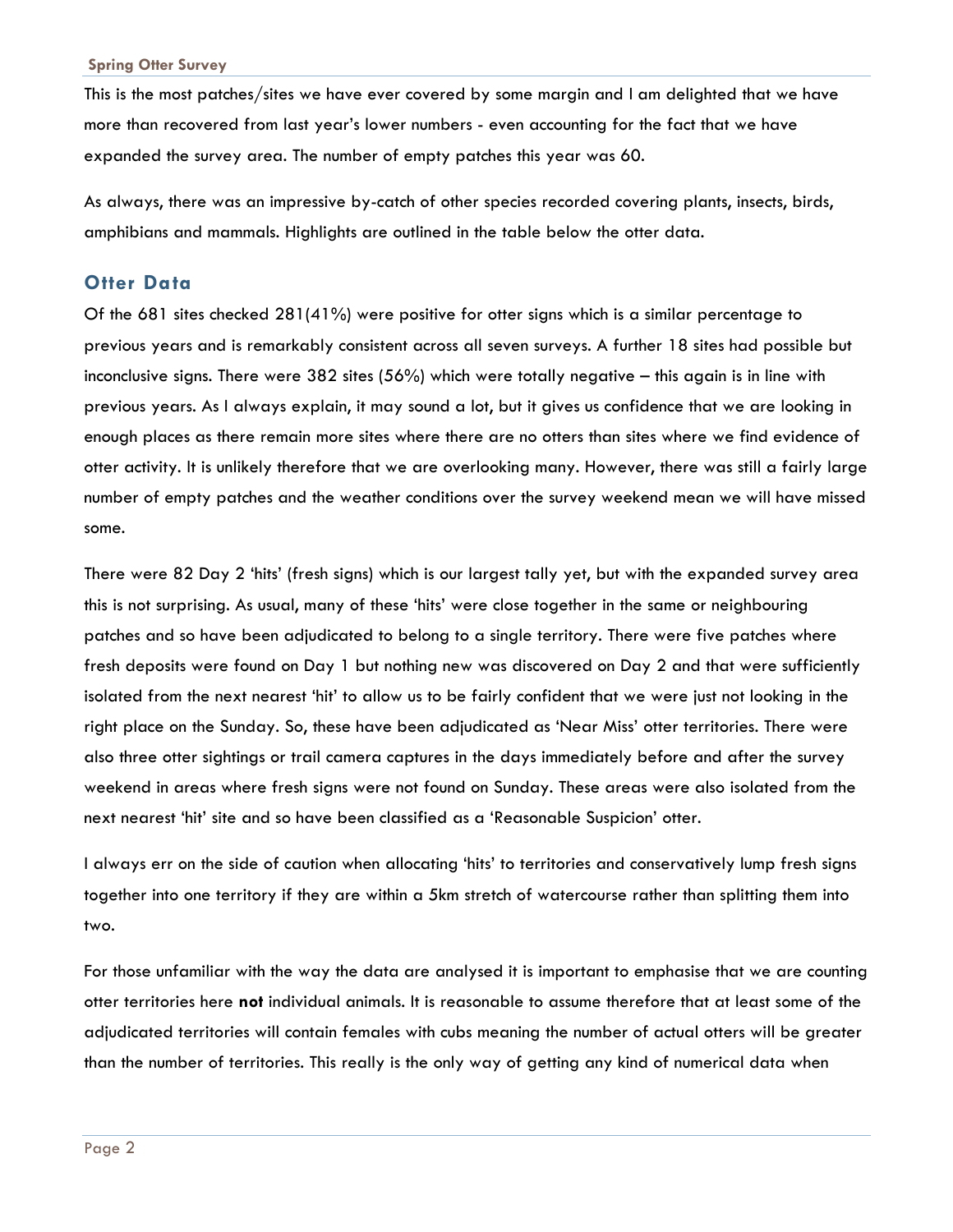This is the most patches/sites we have ever covered by some margin and I am delighted that we have more than recovered from last year's lower numbers - even accounting for the fact that we have expanded the survey area. The number of empty patches this year was 60.

As always, there was an impressive by-catch of other species recorded covering plants, insects, birds, amphibians and mammals. Highlights are outlined in the table below the otter data.

## Otter Data

Of the 681 sites checked 281(41%) were positive for otter signs which is a similar percentage to previous years and is remarkably consistent across all seven surveys. A further 18 sites had possible but inconclusive signs. There were 382 sites (56%) which were totally negative – this again is in line with previous years. As I always explain, it may sound a lot, but it gives us confidence that we are looking in enough places as there remain more sites where there are no otters than sites where we find evidence of otter activity. It is unlikely therefore that we are overlooking many. However, there was still a fairly large number of empty patches and the weather conditions over the survey weekend mean we will have missed some.

There were 82 Day 2 'hits' (fresh signs) which is our largest tally yet, but with the expanded survey area this is not surprising. As usual, many of these 'hits' were close together in the same or neighbouring patches and so have been adjudicated to belong to a single territory. There were five patches where fresh deposits were found on Day 1 but nothing new was discovered on Day 2 and that were sufficiently isolated from the next nearest 'hit' to allow us to be fairly confident that we were just not looking in the right place on the Sunday. So, these have been adjudicated as 'Near Miss' otter territories. There were also three otter sightings or trail camera captures in the days immediately before and after the survey weekend in areas where fresh signs were not found on Sunday. These areas were also isolated from the next nearest 'hit' site and so have been classified as a 'Reasonable Suspicion' otter.

I always err on the side of caution when allocating 'hits' to territories and conservatively lump fresh signs together into one territory if they are within a 5km stretch of watercourse rather than splitting them into two.

For those unfamiliar with the way the data are analysed it is important to emphasise that we are counting otter territories here **not** individual animals. It is reasonable to assume therefore that at least some of the adjudicated territories will contain females with cubs meaning the number of actual otters will be greater than the number of territories. This really is the only way of getting any kind of numerical data when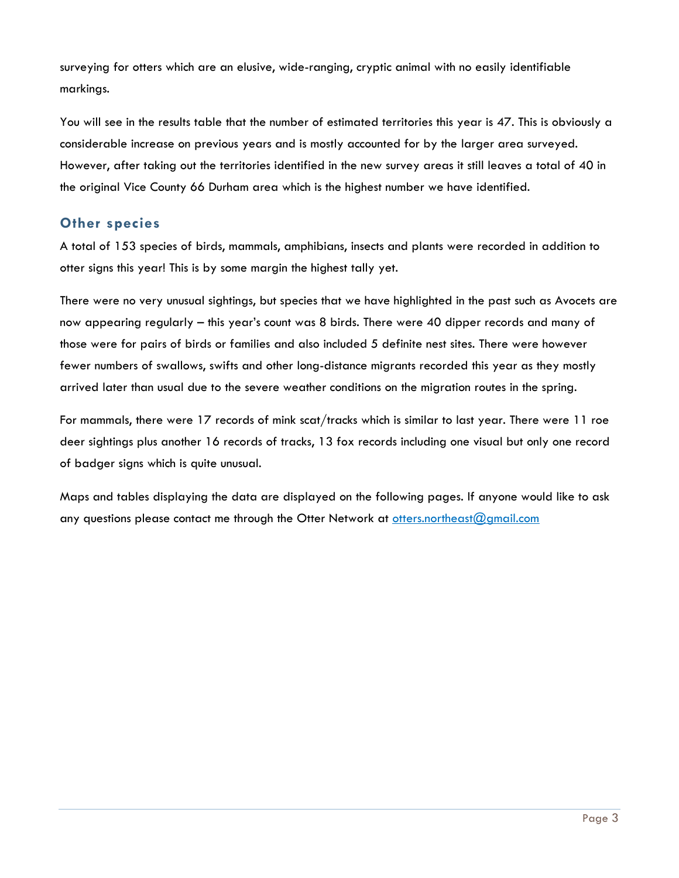surveying for otters which are an elusive, wide-ranging, cryptic animal with no easily identifiable markings.

You will see in the results table that the number of estimated territories this year is 47. This is obviously a considerable increase on previous years and is mostly accounted for by the larger area surveyed. However, after taking out the territories identified in the new survey areas it still leaves a total of 40 in the original Vice County 66 Durham area which is the highest number we have identified.

## Other species

A total of 153 species of birds, mammals, amphibians, insects and plants were recorded in addition to otter signs this year! This is by some margin the highest tally yet.

There were no very unusual sightings, but species that we have highlighted in the past such as Avocets are now appearing regularly – this year's count was 8 birds. There were 40 dipper records and many of those were for pairs of birds or families and also included 5 definite nest sites. There were however fewer numbers of swallows, swifts and other long-distance migrants recorded this year as they mostly arrived later than usual due to the severe weather conditions on the migration routes in the spring.

For mammals, there were 17 records of mink scat/tracks which is similar to last year. There were 11 roe deer sightings plus another 16 records of tracks, 13 fox records including one visual but only one record of badger signs which is quite unusual.

Maps and tables displaying the data are displayed on the following pages. If anyone would like to ask any questions please contact me through the Otter Network at otters.northeast@gmail.com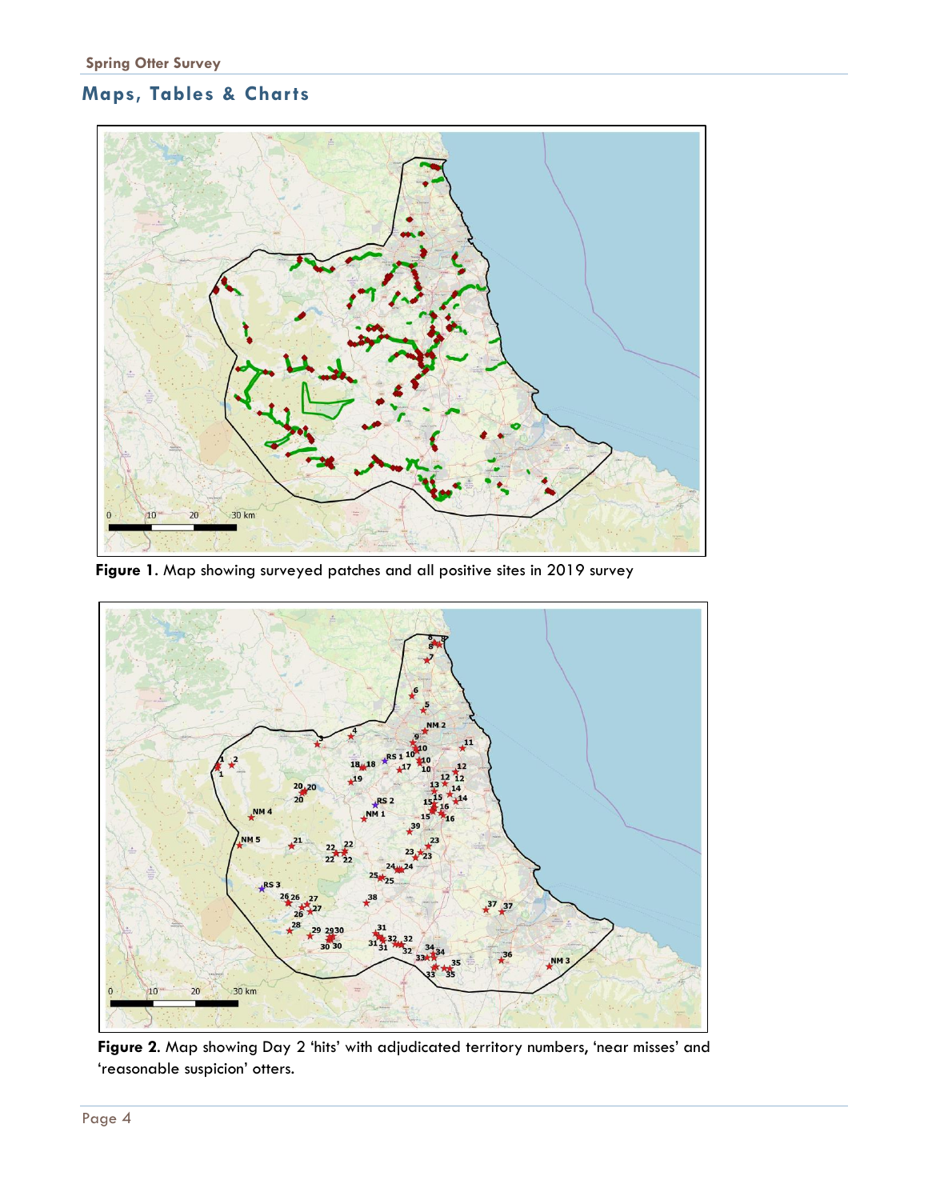## Maps, Tables & Charts

**Figure 1**. Map showing surveyed patches and all positive sites in 2019 survey

**Figure 2**. Map showing Day 2 'hits' with adjudicated territory numbers, 'near misses' and 'reasonable suspicion' otters.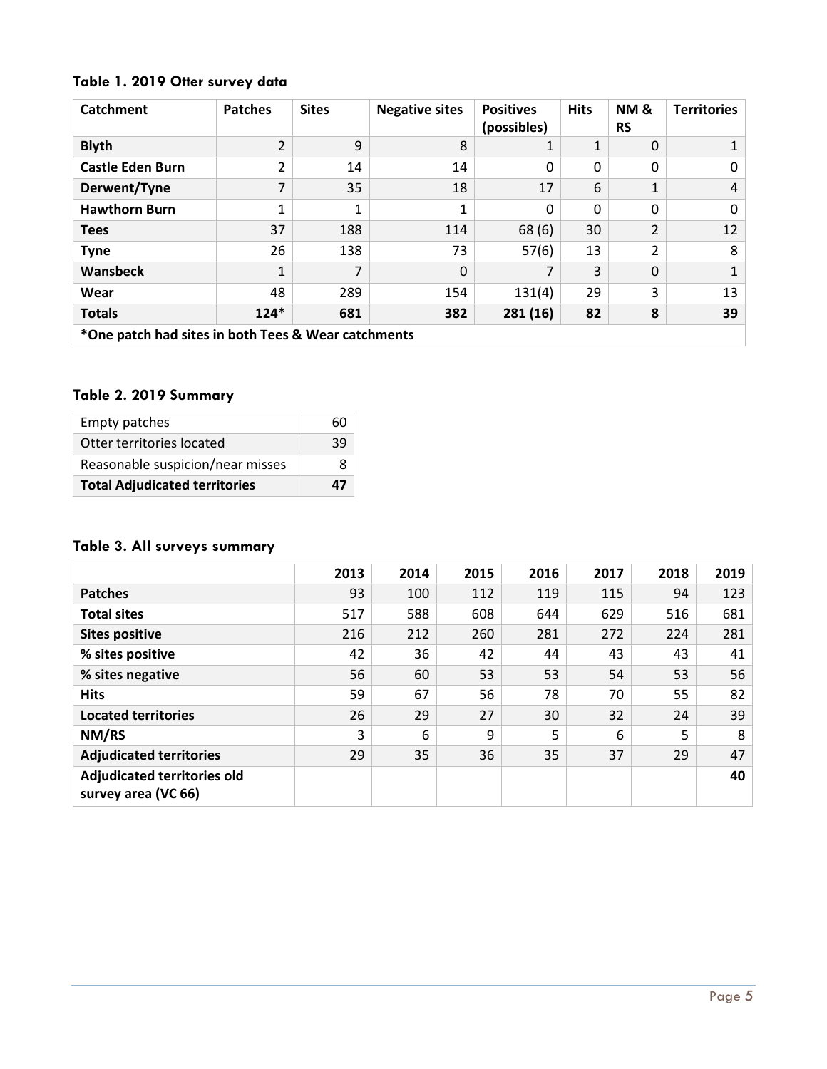### Table 1. 2019 Otter survey data

| Catchment | Patches | Sites | Negative sites | Positives (possibles) | Hits | NM & RS | Territories |
|---|---|---|---|---|---|---|---|
| **Blyth** | 2 | 9 | 8 | 1 | 1 | 0 | 1 |
| **Castle Eden Burn** | 2 | 14 | 14 | 0 | 0 | 0 | 0 |
| **Derwent/Tyne** | 7 | 35 | 18 | 17 | 6 | 1 | 4 |
| **Hawthorn Burn** | 1 | 1 | 1 | 0 | 0 | 0 | 0 |
| **Tees** | 37 | 188 | 114 | 68 (6) | 30 | 2 | 12 |
| **Tyne** | 26 | 138 | 73 | 57(6) | 13 | 2 | 8 |
| **Wansbeck** | 1 | 7 | 0 | 7 | 3 | 0 | 1 |
| **Wear** | 48 | 289 | 154 | 131(4) | 29 | 3 | 13 |
| **Totals** | **124*** | **681** | **382** | **281 (16)** | **82** | **8** | **39** |
| ***One patch had sites in both Tees & Wear catchments** | | | | | | | |

### Table 2. 2019 Summary

| | |
|---|---|
| Empty patches | 60 |
| Otter territories located | 39 |
| Reasonable suspicion/near misses | 8 |
| **Total Adjudicated territories** | **47** |

### Table 3. All surveys summary

| | 2013 | 2014 | 2015 | 2016 | 2017 | 2018 | 2019 |
|---|---|---|---|---|---|---|---|
| **Patches** | 93 | 100 | 112 | 119 | 115 | 94 | 123 |
| **Total sites** | 517 | 588 | 608 | 644 | 629 | 516 | 681 |
| **Sites positive** | 216 | 212 | 260 | 281 | 272 | 224 | 281 |
| **% sites positive** | 42 | 36 | 42 | 44 | 43 | 43 | 41 |
| **% sites negative** | 56 | 60 | 53 | 53 | 54 | 53 | 56 |
| **Hits** | 59 | 67 | 56 | 78 | 70 | 55 | 82 |
| **Located territories** | 26 | 29 | 27 | 30 | 32 | 24 | 39 |
| **NM/RS** | 3 | 6 | 9 | 5 | 6 | 5 | 8 |
| **Adjudicated territories** | 29 | 35 | 36 | 35 | 37 | 29 | 47 |
| **Adjudicated territories old survey area (VC 66)** | | | | | | | **40** |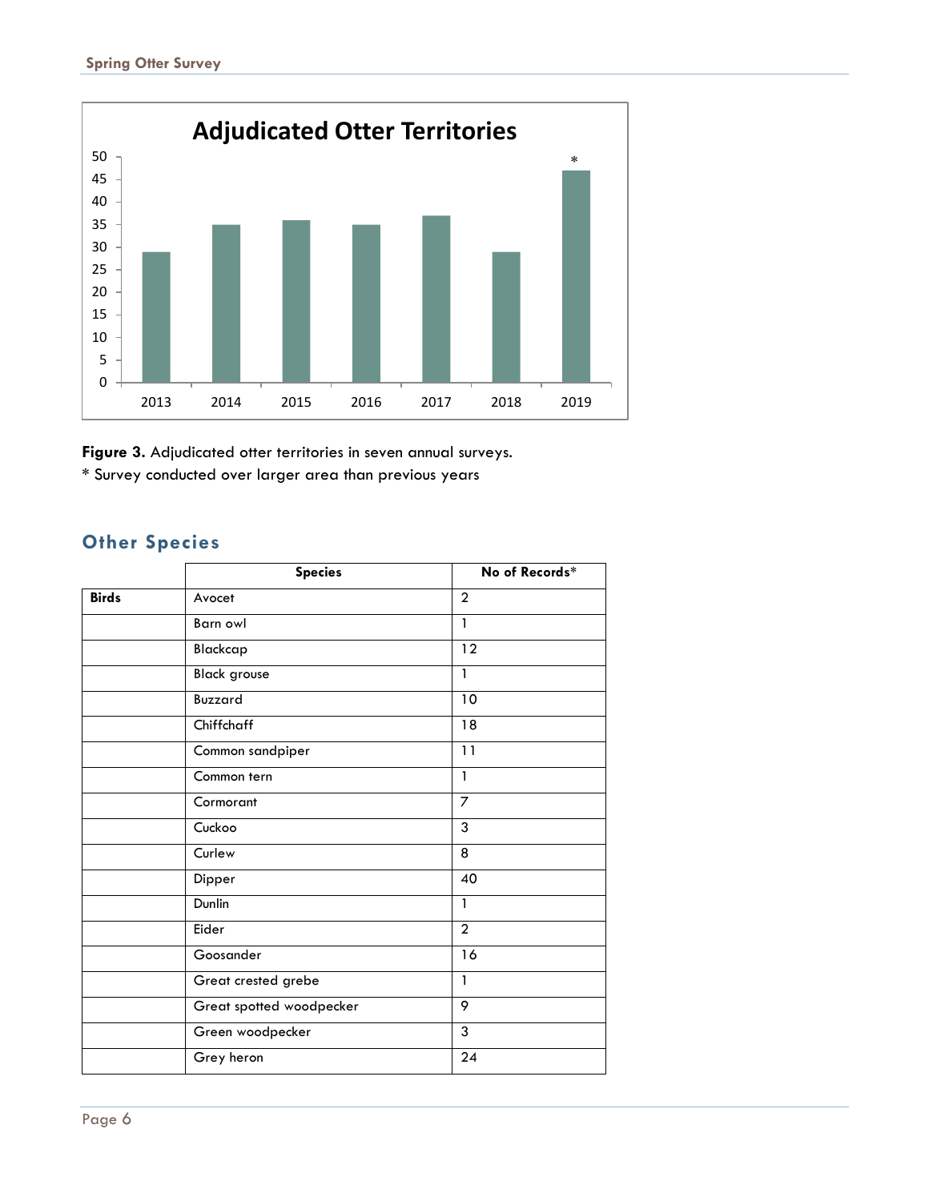**Adjudicated Otter Territories**

**Figure 3.** Adjudicated otter territories in seven annual surveys.
* Survey conducted over larger area than previous years

## Other Species

| | Species | No of Records* |
|---|---|---|
| **Birds** | Avocet | 2 |
| | Barn owl | 1 |
| | Blackcap | 12 |
| | Black grouse | 1 |
| | Buzzard | 10 |
| | Chiffchaff | 18 |
| | Common sandpiper | 11 |
| | Common tern | 1 |
| | Cormorant | 7 |
| | Cuckoo | 3 |
| | Curlew | 8 |
| | Dipper | 40 |
| | Dunlin | 1 |
| | Eider | 2 |
| | Goosander | 16 |
| | Great crested grebe | 1 |
| | Great spotted woodpecker | 9 |
| | Green woodpecker | 3 |
| | Grey heron | 24 |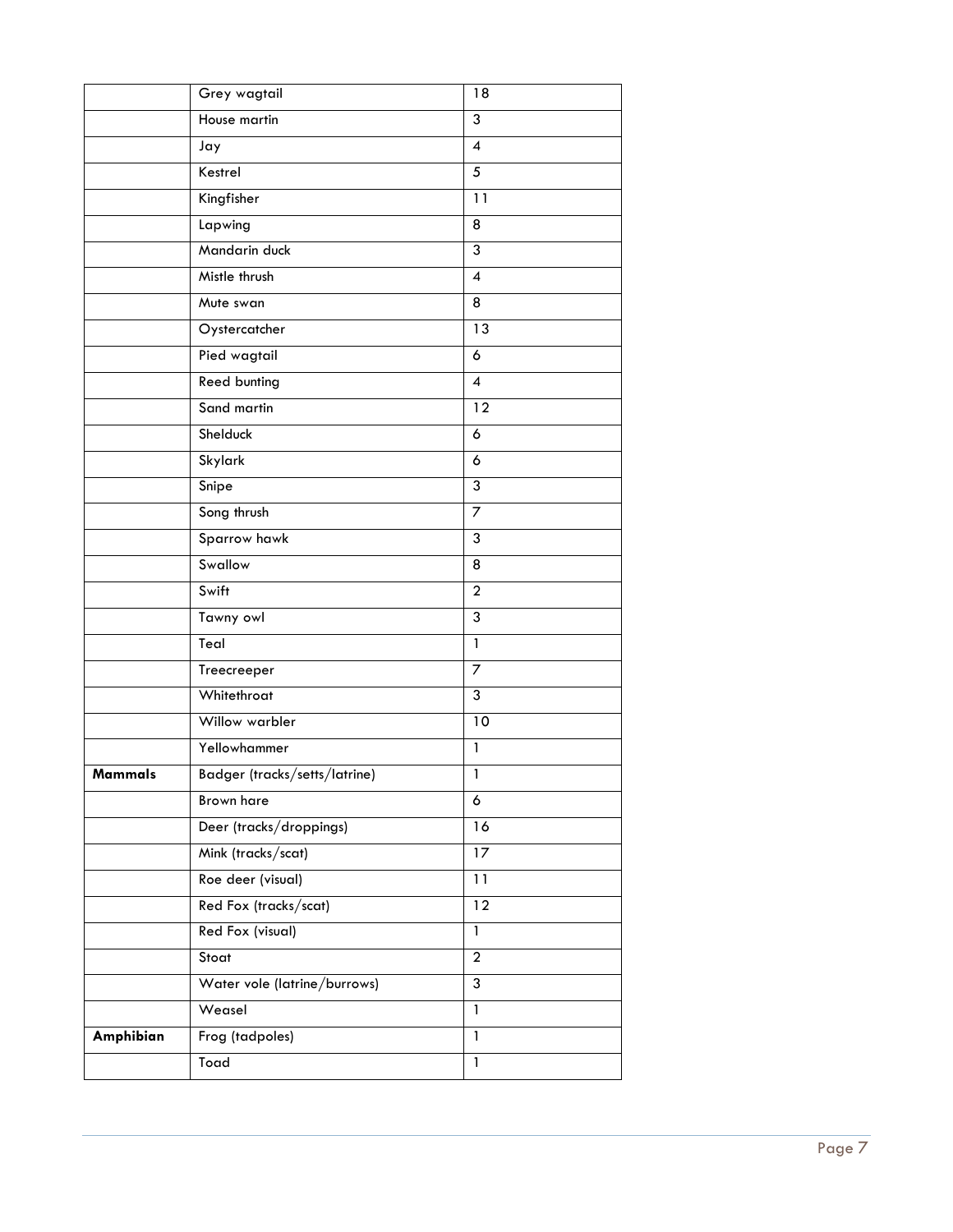| | | |
|---|---|---|
| | Grey wagtail | 18 |
| | House martin | 3 |
| | Jay | 4 |
| | Kestrel | 5 |
| | Kingfisher | 11 |
| | Lapwing | 8 |
| | Mandarin duck | 3 |
| | Mistle thrush | 4 |
| | Mute swan | 8 |
| | Oystercatcher | 13 |
| | Pied wagtail | 6 |
| | Reed bunting | 4 |
| | Sand martin | 12 |
| | Shelduck | 6 |
| | Skylark | 6 |
| | Snipe | 3 |
| | Song thrush | 7 |
| | Sparrow hawk | 3 |
| | Swallow | 8 |
| | Swift | 2 |
| | Tawny owl | 3 |
| | Teal | 1 |
| | Treecreeper | 7 |
| | Whitethroat | 3 |
| | Willow warbler | 10 |
| | Yellowhammer | 1 |
| **Mammals** | Badger (tracks/setts/latrine) | 1 |
| | Brown hare | 6 |
| | Deer (tracks/droppings) | 16 |
| | Mink (tracks/scat) | 17 |
| | Roe deer (visual) | 11 |
| | Red Fox (tracks/scat) | 12 |
| | Red Fox (visual) | 1 |
| | Stoat | 2 |
| | Water vole (latrine/burrows) | 3 |
| | Weasel | 1 |
| **Amphibian** | Frog (tadpoles) | 1 |
| | Toad | 1 |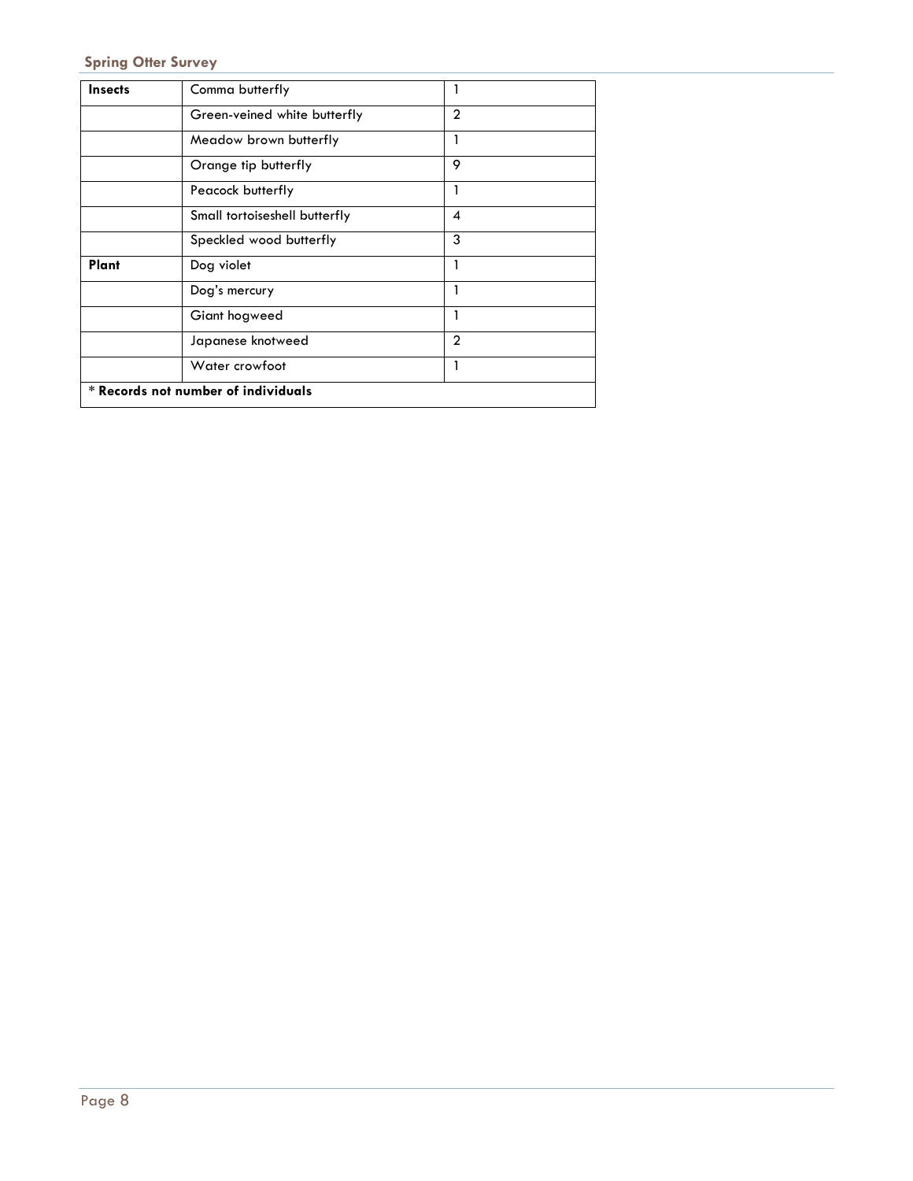| | | |
|---|---|---|
| **Insects** | Comma butterfly | 1 |
| | Green-veined white butterfly | 2 |
| | Meadow brown butterfly | 1 |
| | Orange tip butterfly | 9 |
| | Peacock butterfly | 1 |
| | Small tortoiseshell butterfly | 4 |
| | Speckled wood butterfly | 3 |
| **Plant** | Dog violet | 1 |
| | Dog's mercury | 1 |
| | Giant hogweed | 1 |
| | Japanese knotweed | 2 |
| | Water crowfoot | 1 |
| * **Records not number of individuals** | | |